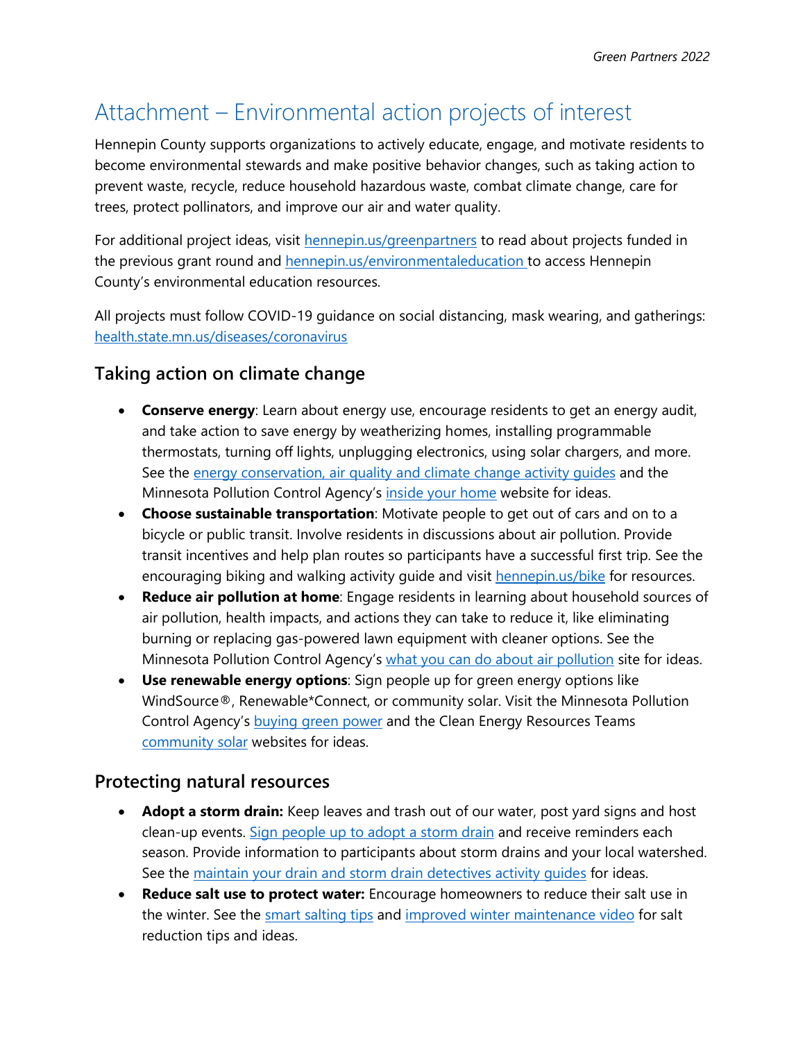# Attachment – Environmental action projects of interest

Hennepin County supports organizations to actively educate, engage, and motivate residents to become environmental stewards and make positive behavior changes, such as taking action to prevent waste, recycle, reduce household hazardous waste, combat climate change, care for trees, protect pollinators, and improve our air and water quality.

For additional project ideas, visit hennepin.us/greenpartners to read about projects funded in the previous grant round and hennepin.us/environmentaleducation to access Hennepin County's environmental education resources.

All projects must follow COVID-19 guidance on social distancing, mask wearing, and gatherings: health.state.mn.us/diseases/coronavirus

## Taking action on climate change

- **Conserve energy**: Learn about energy use, encourage residents to get an energy audit, and take action to save energy by weatherizing homes, installing programmable thermostats, turning off lights, unplugging electronics, using solar chargers, and more. See the energy conservation, air quality and climate change activity guides and the Minnesota Pollution Control Agency's inside your home website for ideas.
- **Choose sustainable transportation**: Motivate people to get out of cars and on to a bicycle or public transit. Involve residents in discussions about air pollution. Provide transit incentives and help plan routes so participants have a successful first trip. See the encouraging biking and walking activity guide and visit hennepin.us/bike for resources.
- **Reduce air pollution at home**: Engage residents in learning about household sources of air pollution, health impacts, and actions they can take to reduce it, like eliminating burning or replacing gas-powered lawn equipment with cleaner options. See the Minnesota Pollution Control Agency's what you can do about air pollution site for ideas.
- **Use renewable energy options**: Sign people up for green energy options like WindSource®, Renewable*Connect, or community solar. Visit the Minnesota Pollution Control Agency's buying green power and the Clean Energy Resources Teams community solar websites for ideas.

## Protecting natural resources

- **Adopt a storm drain:** Keep leaves and trash out of our water, post yard signs and host clean-up events. Sign people up to adopt a storm drain and receive reminders each season. Provide information to participants about storm drains and your local watershed. See the maintain your drain and storm drain detectives activity guides for ideas.
- **Reduce salt use to protect water:** Encourage homeowners to reduce their salt use in the winter. See the smart salting tips and improved winter maintenance video for salt reduction tips and ideas.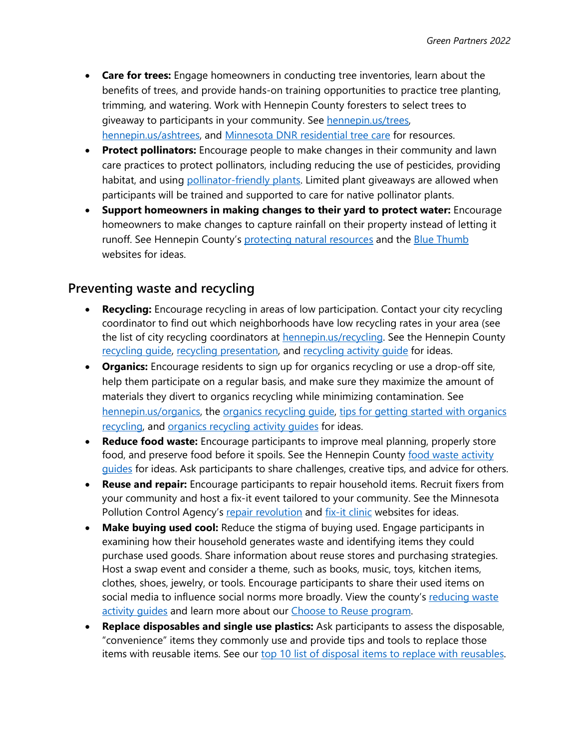- **Care for trees:** Engage homeowners in conducting tree inventories, learn about the benefits of trees, and provide hands-on training opportunities to practice tree planting, trimming, and watering. Work with Hennepin County foresters to select trees to giveaway to participants in your community. See hennepin.us/trees, hennepin.us/ashtrees, and Minnesota DNR residential tree care for resources.
- **Protect pollinators:** Encourage people to make changes in their community and lawn care practices to protect pollinators, including reducing the use of pesticides, providing habitat, and using pollinator-friendly plants. Limited plant giveaways are allowed when participants will be trained and supported to care for native pollinator plants.
- **Support homeowners in making changes to their yard to protect water:** Encourage homeowners to make changes to capture rainfall on their property instead of letting it runoff. See Hennepin County's protecting natural resources and the Blue Thumb websites for ideas.

## Preventing waste and recycling

- **Recycling:** Encourage recycling in areas of low participation. Contact your city recycling coordinator to find out which neighborhoods have low recycling rates in your area (see the list of city recycling coordinators at hennepin.us/recycling. See the Hennepin County recycling guide, recycling presentation, and recycling activity guide for ideas.
- **Organics:** Encourage residents to sign up for organics recycling or use a drop-off site, help them participate on a regular basis, and make sure they maximize the amount of materials they divert to organics recycling while minimizing contamination. See hennepin.us/organics, the organics recycling guide, tips for getting started with organics recycling, and organics recycling activity guides for ideas.
- **Reduce food waste:** Encourage participants to improve meal planning, properly store food, and preserve food before it spoils. See the Hennepin County food waste activity guides for ideas. Ask participants to share challenges, creative tips, and advice for others.
- **Reuse and repair:** Encourage participants to repair household items. Recruit fixers from your community and host a fix-it event tailored to your community. See the Minnesota Pollution Control Agency's repair revolution and fix-it clinic websites for ideas.
- **Make buying used cool:** Reduce the stigma of buying used. Engage participants in examining how their household generates waste and identifying items they could purchase used goods. Share information about reuse stores and purchasing strategies. Host a swap event and consider a theme, such as books, music, toys, kitchen items, clothes, shoes, jewelry, or tools. Encourage participants to share their used items on social media to influence social norms more broadly. View the county's reducing waste activity guides and learn more about our Choose to Reuse program.
- **Replace disposables and single use plastics:** Ask participants to assess the disposable, "convenience" items they commonly use and provide tips and tools to replace those items with reusable items. See our top 10 list of disposal items to replace with reusables.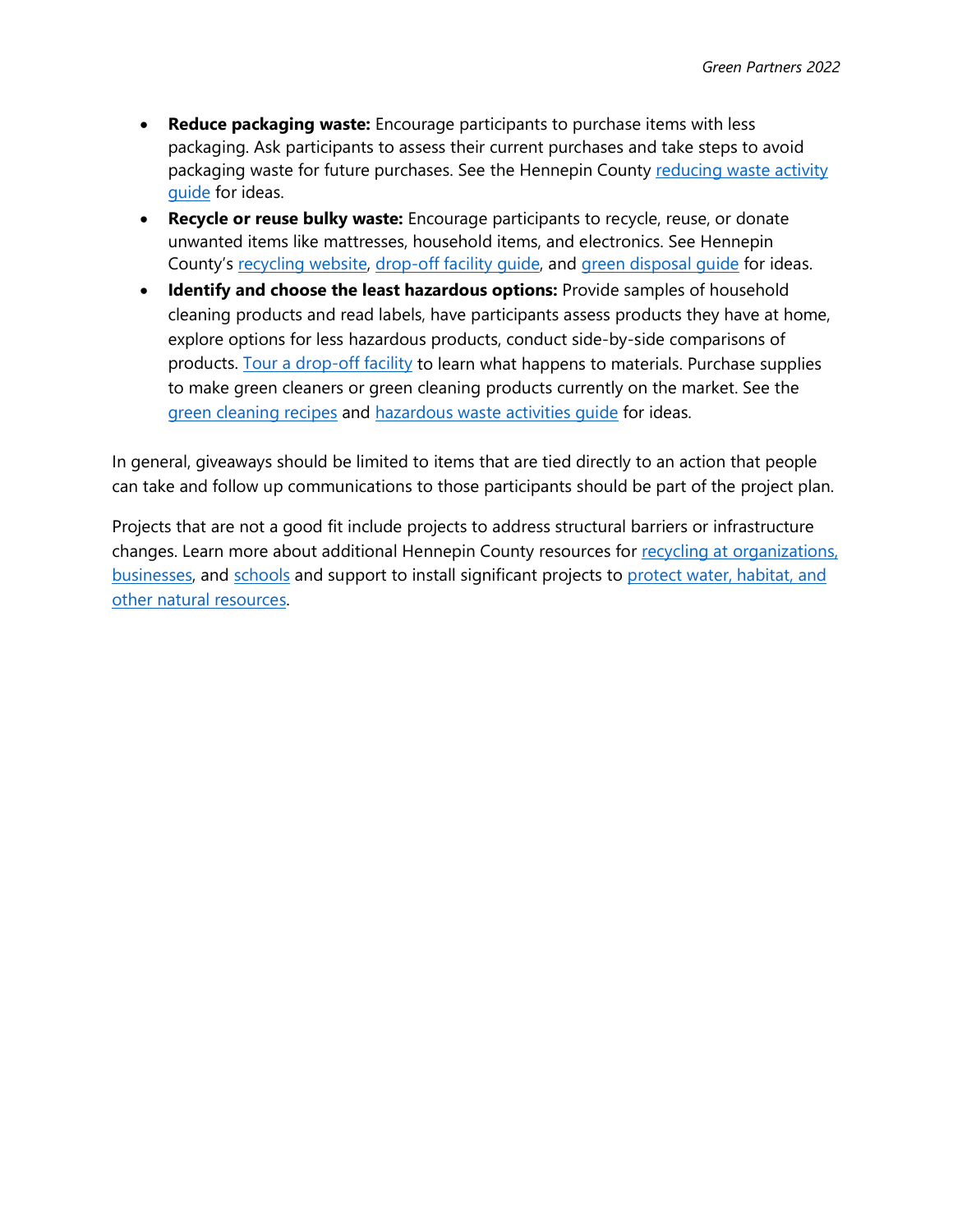- **Reduce packaging waste:** Encourage participants to purchase items with less packaging. Ask participants to assess their current purchases and take steps to avoid packaging waste for future purchases. See the Hennepin County reducing waste activity guide for ideas.
- **Recycle or reuse bulky waste:** Encourage participants to recycle, reuse, or donate unwanted items like mattresses, household items, and electronics. See Hennepin County's recycling website, drop-off facility guide, and green disposal guide for ideas.
- **Identify and choose the least hazardous options:** Provide samples of household cleaning products and read labels, have participants assess products they have at home, explore options for less hazardous products, conduct side-by-side comparisons of products. Tour a drop-off facility to learn what happens to materials. Purchase supplies to make green cleaners or green cleaning products currently on the market. See the green cleaning recipes and hazardous waste activities guide for ideas.

In general, giveaways should be limited to items that are tied directly to an action that people can take and follow up communications to those participants should be part of the project plan.

Projects that are not a good fit include projects to address structural barriers or infrastructure changes. Learn more about additional Hennepin County resources for recycling at organizations, businesses, and schools and support to install significant projects to protect water, habitat, and other natural resources.